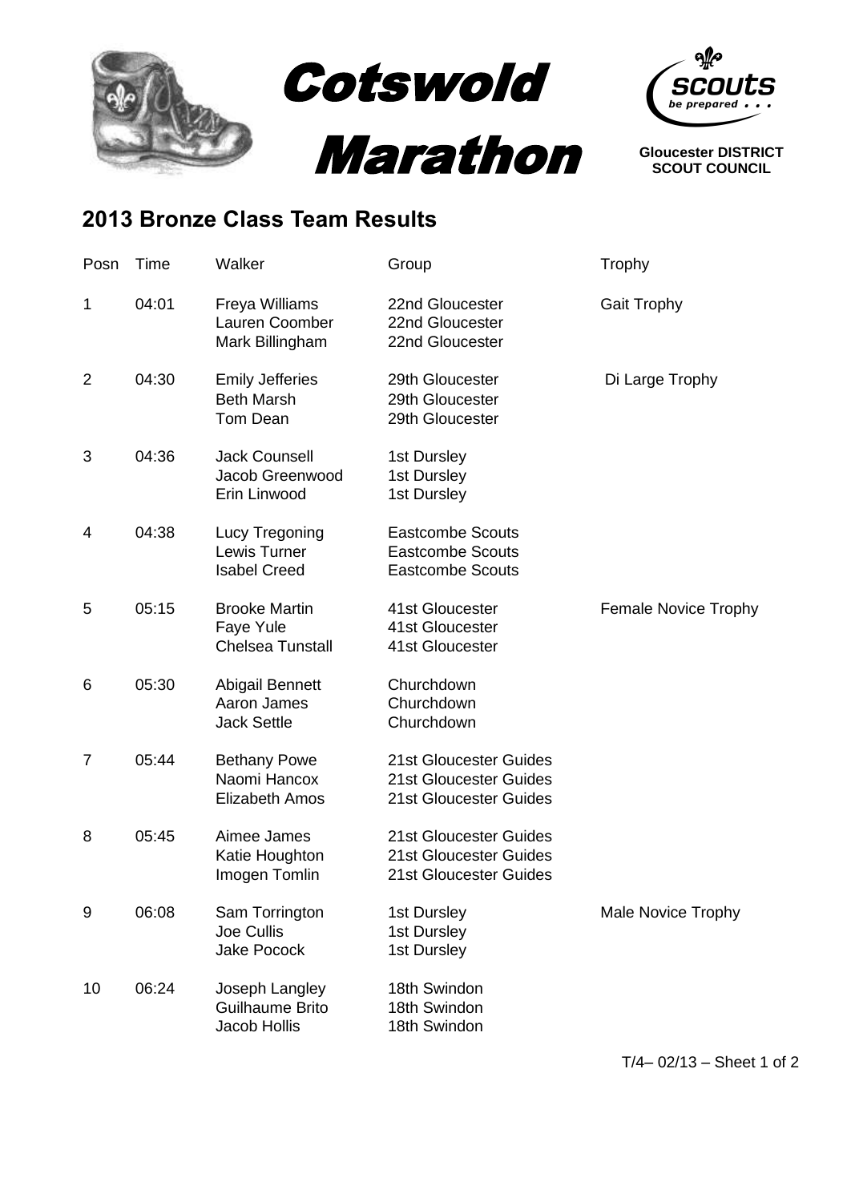# Cotswold Marathon

Gloucester DISTRICT SCOUT COUNCIL

## 2013 Bronze Class Team Results

| Posn | Time | Walker | Group | Trophy |
|---|---|---|---|---|
| 1 | 04:01 | Freya Williams<br>Lauren Coomber<br>Mark Billingham | 22nd Gloucester<br>22nd Gloucester<br>22nd Gloucester | Gait Trophy |
| 2 | 04:30 | Emily Jefferies<br>Beth Marsh<br>Tom Dean | 29th Gloucester<br>29th Gloucester<br>29th Gloucester | Di Large Trophy |
| 3 | 04:36 | Jack Counsell<br>Jacob Greenwood<br>Erin Linwood | 1st Dursley<br>1st Dursley<br>1st Dursley | |
| 4 | 04:38 | Lucy Tregoning<br>Lewis Turner<br>Isabel Creed | Eastcombe Scouts<br>Eastcombe Scouts<br>Eastcombe Scouts | |
| 5 | 05:15 | Brooke Martin<br>Faye Yule<br>Chelsea Tunstall | 41st Gloucester<br>41st Gloucester<br>41st Gloucester | Female Novice Trophy |
| 6 | 05:30 | Abigail Bennett<br>Aaron James<br>Jack Settle | Churchdown<br>Churchdown<br>Churchdown | |
| 7 | 05:44 | Bethany Powe<br>Naomi Hancox<br>Elizabeth Amos | 21st Gloucester Guides<br>21st Gloucester Guides<br>21st Gloucester Guides | |
| 8 | 05:45 | Aimee James<br>Katie Houghton<br>Imogen Tomlin | 21st Gloucester Guides<br>21st Gloucester Guides<br>21st Gloucester Guides | |
| 9 | 06:08 | Sam Torrington<br>Joe Cullis<br>Jake Pocock | 1st Dursley<br>1st Dursley<br>1st Dursley | Male Novice Trophy |
| 10 | 06:24 | Joseph Langley<br>Guilhaume Brito<br>Jacob Hollis | 18th Swindon<br>18th Swindon<br>18th Swindon | |

T/4– 02/13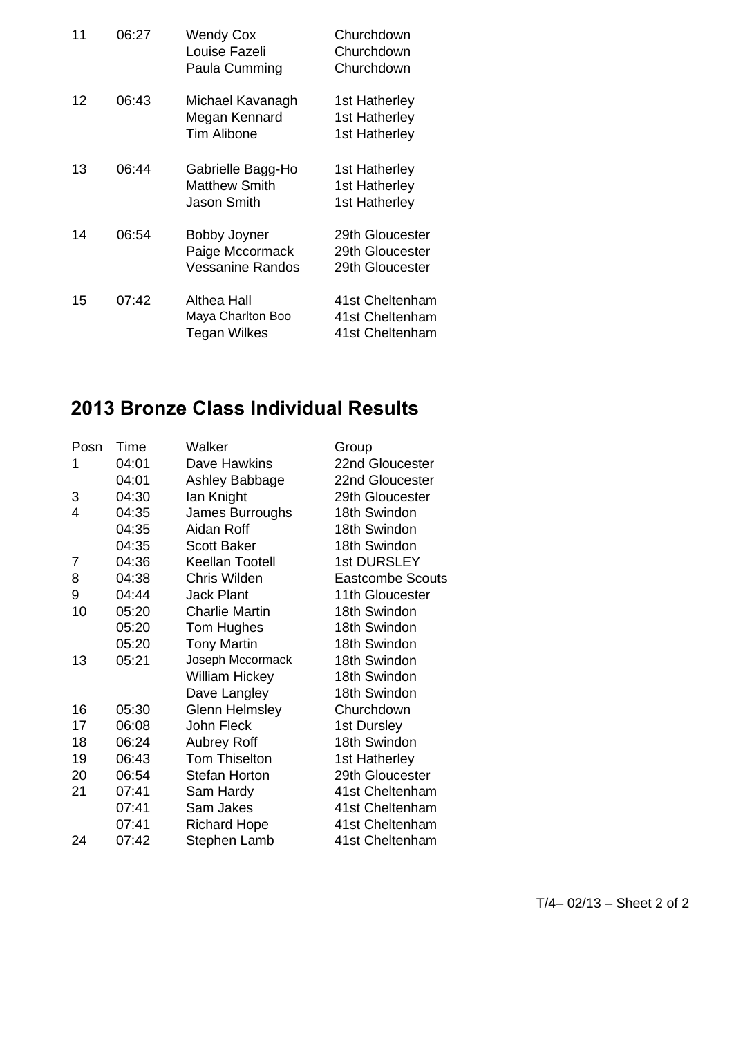| | | | |
|---|---|---|---|
| 11 | 06:27 | Wendy Cox<br>Louise Fazeli<br>Paula Cumming | Churchdown<br>Churchdown<br>Churchdown |
| 12 | 06:43 | Michael Kavanagh<br>Megan Kennard<br>Tim Alibone | 1st Hatherley<br>1st Hatherley<br>1st Hatherley |
| 13 | 06:44 | Gabrielle Bagg-Ho<br>Matthew Smith<br>Jason Smith | 1st Hatherley<br>1st Hatherley<br>1st Hatherley |
| 14 | 06:54 | Bobby Joyner<br>Paige Mccormack<br>Vessanine Randos | 29th Gloucester<br>29th Gloucester<br>29th Gloucester |
| 15 | 07:42 | Althea Hall<br>Maya Charlton Boo<br>Tegan Wilkes | 41st Cheltenham<br>41st Cheltenham<br>41st Cheltenham |

## 2013 Bronze Class Individual Results

| Posn | Time | Walker | Group |
|---|---|---|---|
| 1 | 04:01 | Dave Hawkins | 22nd Gloucester |
| | 04:01 | Ashley Babbage | 22nd Gloucester |
| 3 | 04:30 | Ian Knight | 29th Gloucester |
| 4 | 04:35 | James Burroughs | 18th Swindon |
| | 04:35 | Aidan Roff | 18th Swindon |
| | 04:35 | Scott Baker | 18th Swindon |
| 7 | 04:36 | Keellan Tootell | 1st DURSLEY |
| 8 | 04:38 | Chris Wilden | Eastcombe Scouts |
| 9 | 04:44 | Jack Plant | 11th Gloucester |
| 10 | 05:20 | Charlie Martin | 18th Swindon |
| | 05:20 | Tom Hughes | 18th Swindon |
| | 05:20 | Tony Martin | 18th Swindon |
| 13 | 05:21 | Joseph Mccormack | 18th Swindon |
| | | William Hickey | 18th Swindon |
| | | Dave Langley | 18th Swindon |
| 16 | 05:30 | Glenn Helmsley | Churchdown |
| 17 | 06:08 | John Fleck | 1st Dursley |
| 18 | 06:24 | Aubrey Roff | 18th Swindon |
| 19 | 06:43 | Tom Thiselton | 1st Hatherley |
| 20 | 06:54 | Stefan Horton | 29th Gloucester |
| 21 | 07:41 | Sam Hardy | 41st Cheltenham |
| | 07:41 | Sam Jakes | 41st Cheltenham |
| | 07:41 | Richard Hope | 41st Cheltenham |
| 24 | 07:42 | Stephen Lamb | 41st Cheltenham |

T/4– 02/13 – Sheet 2 of 2